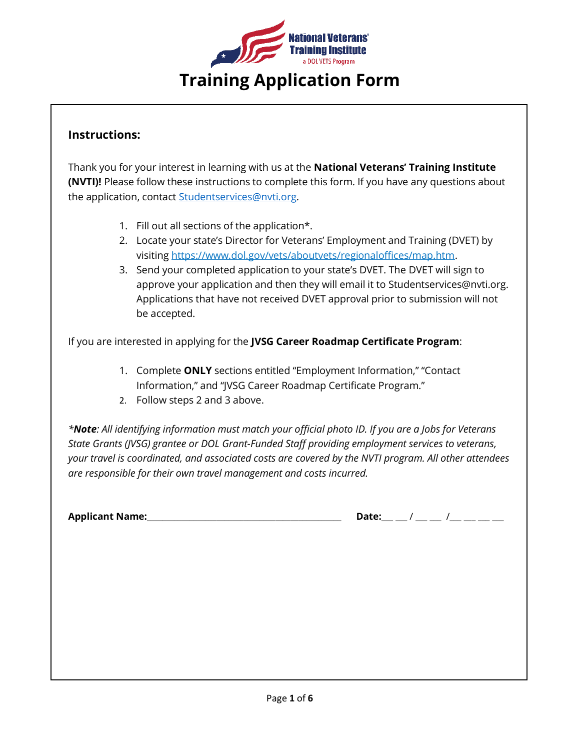National Veterans' Training Institute
a DOL VETS Program

# Training Application Form

## Instructions:

Thank you for your interest in learning with us at the **National Veterans' Training Institute (NVTI)!** Please follow these instructions to complete this form. If you have any questions about the application, contact [Studentservices@nvti.org](mailto:Studentservices@nvti.org).

1. Fill out all sections of the application*.
2. Locate your state's Director for Veterans' Employment and Training (DVET) by visiting [https://www.dol.gov/vets/aboutvets/regionaloffices/map.htm](https://www.dol.gov/vets/aboutvets/regionaloffices/map.htm).
3. Send your completed application to your state's DVET. The DVET will sign to approve your application and then they will email it to Studentservices@nvti.org. Applications that have not received DVET approval prior to submission will not be accepted.

If you are interested in applying for the **JVSG Career Roadmap Certificate Program**:

1. Complete **ONLY** sections entitled "Employment Information," "Contact Information," and "JVSG Career Roadmap Certificate Program."
2. Follow steps 2 and 3 above.

**Note**: All identifying information must match your official photo ID. If you are a Jobs for Veterans State Grants (JVSG) grantee or DOL Grant-Funded Staff providing employment services to veterans, your travel is coordinated, and associated costs are covered by the NVTI program. All other attendees are responsible for their own travel management and costs incurred.

**Applicant Name:**___________________________________________ **Date:**___ ___ / ___ ___ /___ ___ ___ ___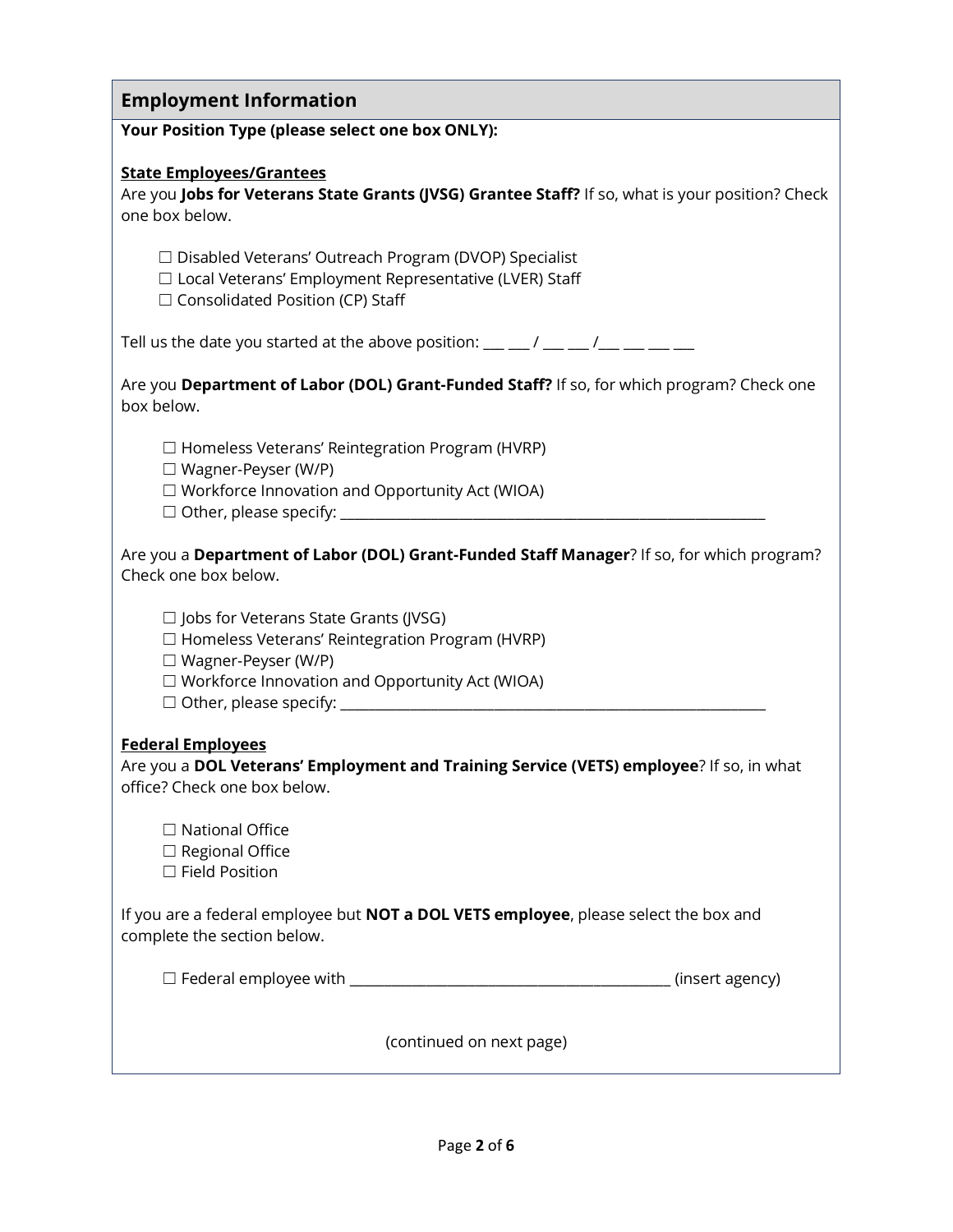## Employment Information

**Your Position Type (please select one box ONLY):**

**State Employees/Grantees**

Are you **Jobs for Veterans State Grants (JVSG) Grantee Staff?** If so, what is your position? Check one box below.

☐ Disabled Veterans' Outreach Program (DVOP) Specialist
☐ Local Veterans' Employment Representative (LVER) Staff
☐ Consolidated Position (CP) Staff

Tell us the date you started at the above position: ___ ___ / ___ ___ /___ ___ ___ ___

Are you **Department of Labor (DOL) Grant-Funded Staff?** If so, for which program? Check one box below.

☐ Homeless Veterans' Reintegration Program (HVRP)
☐ Wagner-Peyser (W/P)
☐ Workforce Innovation and Opportunity Act (WIOA)
☐ Other, please specify: ____________________________________________________________

Are you a **Department of Labor (DOL) Grant-Funded Staff Manager**? If so, for which program? Check one box below.

☐ Jobs for Veterans State Grants (JVSG)
☐ Homeless Veterans' Reintegration Program (HVRP)
☐ Wagner-Peyser (W/P)
☐ Workforce Innovation and Opportunity Act (WIOA)
☐ Other, please specify: ____________________________________________________________

**Federal Employees**

Are you a **DOL Veterans' Employment and Training Service (VETS) employee**? If so, in what office? Check one box below.

☐ National Office
☐ Regional Office
☐ Field Position

If you are a federal employee but **NOT a DOL VETS employee**, please select the box and complete the section below.

☐ Federal employee with ____________________________________________ (insert agency)

(continued on next page)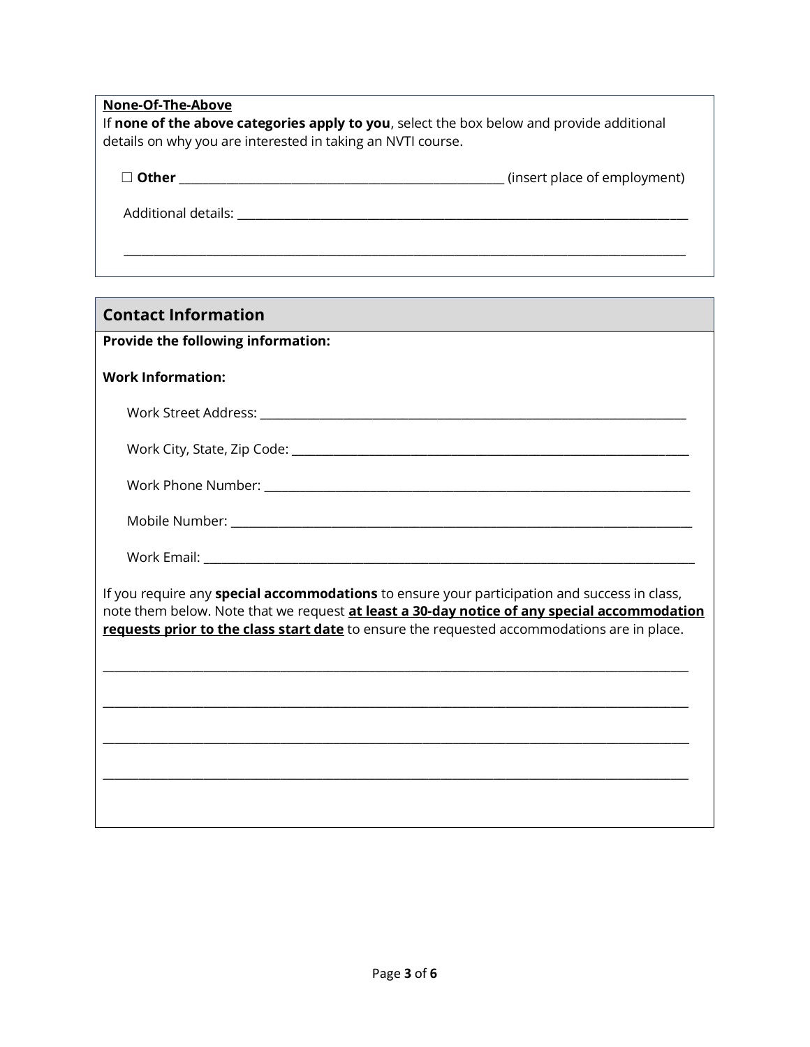**<u>None-Of-The-Above</u>**

If **none of the above categories apply to you**, select the box below and provide additional details on why you are interested in taking an NVTI course.

☐ **Other** ____________________________________________ (insert place of employment)

Additional details: ________________________________________________________________

______________________________________________________________________________

## Contact Information

**Provide the following information:**

**Work Information:**

Work Street Address: ____________________________________________________________

Work City, State, Zip Code: _______________________________________________________

Work Phone Number: ____________________________________________________________

Mobile Number: ________________________________________________________________

Work Email: ____________________________________________________________________

If you require any **special accommodations** to ensure your participation and success in class, note them below. Note that we request **<u>at least a 30-day notice of any special accommodation requests prior to the class start date</u>** to ensure the requested accommodations are in place.

______________________________________________________________________________

______________________________________________________________________________

______________________________________________________________________________

______________________________________________________________________________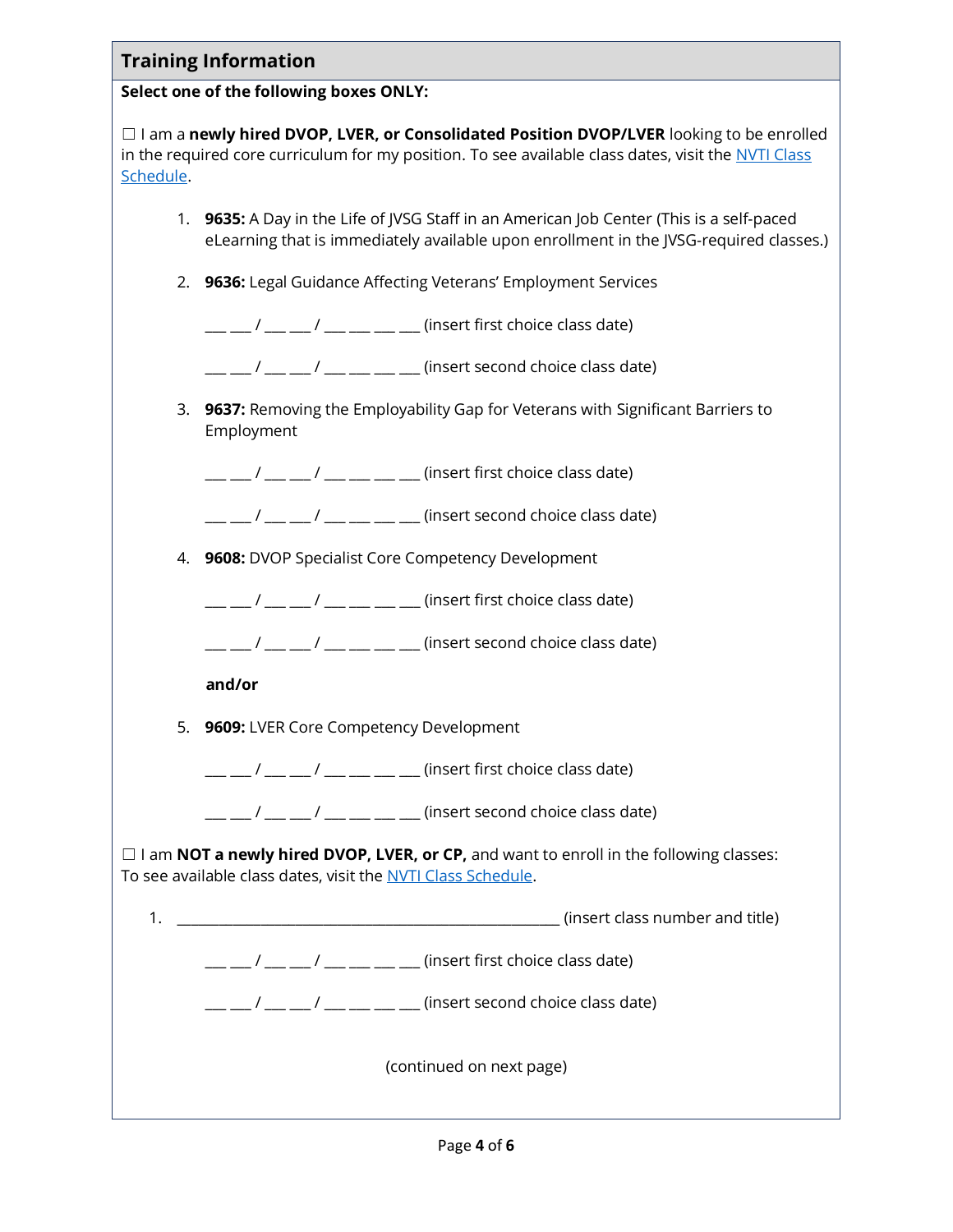## Training Information

**Select one of the following boxes ONLY:**

☐ I am a **newly hired DVOP, LVER, or Consolidated Position DVOP/LVER** looking to be enrolled in the required core curriculum for my position. To see available class dates, visit the NVTI Class Schedule.

1. **9635:** A Day in the Life of JVSG Staff in an American Job Center (This is a self-paced eLearning that is immediately available upon enrollment in the JVSG-required classes.)

2. **9636:** Legal Guidance Affecting Veterans' Employment Services

   ___ ___ / ___ ___ / ___ ___ ___ ___ (insert first choice class date)

   ___ ___ / ___ ___ / ___ ___ ___ ___ (insert second choice class date)

3. **9637:** Removing the Employability Gap for Veterans with Significant Barriers to Employment

   ___ ___ / ___ ___ / ___ ___ ___ ___ (insert first choice class date)

   ___ ___ / ___ ___ / ___ ___ ___ ___ (insert second choice class date)

4. **9608:** DVOP Specialist Core Competency Development

   ___ ___ / ___ ___ / ___ ___ ___ ___ (insert first choice class date)

   ___ ___ / ___ ___ / ___ ___ ___ ___ (insert second choice class date)

   **and/or**

5. **9609:** LVER Core Competency Development

   ___ ___ / ___ ___ / ___ ___ ___ ___ (insert first choice class date)

   ___ ___ / ___ ___ / ___ ___ ___ ___ (insert second choice class date)

☐ I am **NOT a newly hired DVOP, LVER, or CP,** and want to enroll in the following classes: To see available class dates, visit the NVTI Class Schedule.

1. ________________________________________________ (insert class number and title)

   ___ ___ / ___ ___ / ___ ___ ___ ___ (insert first choice class date)

   ___ ___ / ___ ___ / ___ ___ ___ ___ (insert second choice class date)

(continued on next page)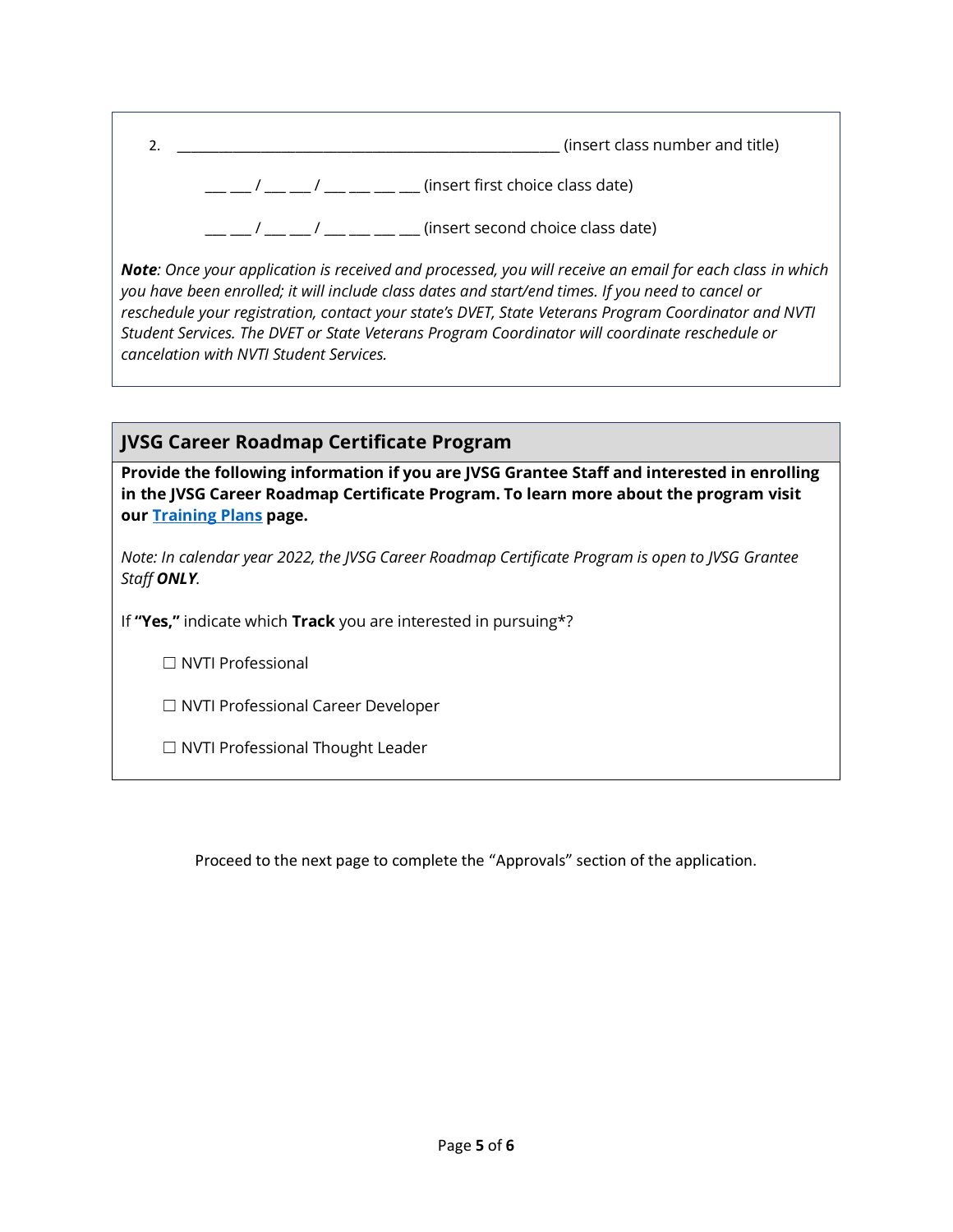2. \_\_\_\_\_\_\_\_\_\_\_\_\_\_\_\_\_\_\_\_\_\_\_\_\_\_\_\_\_\_\_\_\_\_\_\_\_\_\_\_\_\_\_\_\_\_\_\_ (insert class number and title)

\_\_\_ \_\_\_ / \_\_\_ \_\_\_ / \_\_\_ \_\_\_ \_\_\_ \_\_\_ (insert first choice class date)

\_\_\_ \_\_\_ / \_\_\_ \_\_\_ / \_\_\_ \_\_\_ \_\_\_ \_\_\_ (insert second choice class date)

***Note**: Once your application is received and processed, you will receive an email for each class in which you have been enrolled; it will include class dates and start/end times. If you need to cancel or reschedule your registration, contact your state's DVET, State Veterans Program Coordinator and NVTI Student Services. The DVET or State Veterans Program Coordinator will coordinate reschedule or cancelation with NVTI Student Services.*

## JVSG Career Roadmap Certificate Program

**Provide the following information if you are JVSG Grantee Staff and interested in enrolling in the JVSG Career Roadmap Certificate Program. To learn more about the program visit our [Training Plans] page.**

*Note: In calendar year 2022, the JVSG Career Roadmap Certificate Program is open to JVSG Grantee Staff **ONLY**.*

If **"Yes,"** indicate which **Track** you are interested in pursuing*?

☐ NVTI Professional

☐ NVTI Professional Career Developer

☐ NVTI Professional Thought Leader

Proceed to the next page to complete the "Approvals" section of the application.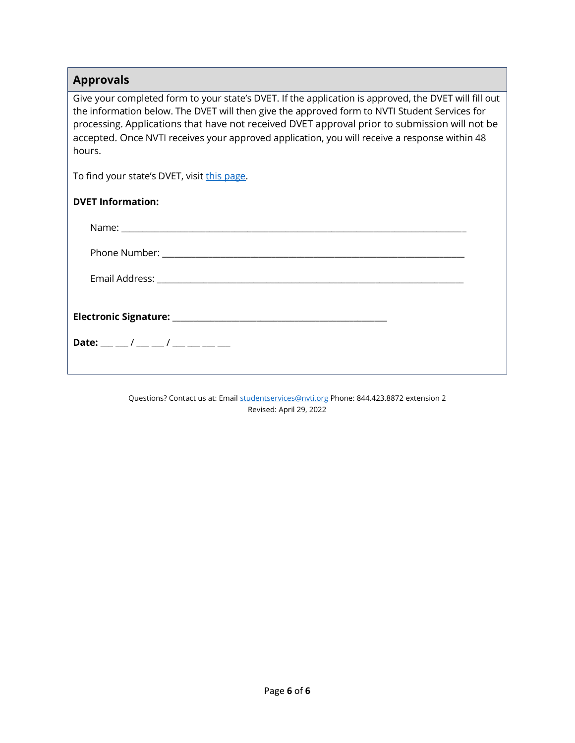## Approvals

Give your completed form to your state's DVET. If the application is approved, the DVET will fill out the information below. The DVET will then give the approved form to NVTI Student Services for processing. Applications that have not received DVET approval prior to submission will not be accepted. Once NVTI receives your approved application, you will receive a response within 48 hours.

To find your state's DVET, visit [this page]().

**DVET Information:**

Name: ______________________________________________________________________________

Phone Number: ______________________________________________________________________

Email Address: ______________________________________________________________________

**Electronic Signature:** _________________________________________________

**Date:** ___ ___ / ___ ___ / ___ ___ ___ ___

Questions? Contact us at: Email studentservices@nvti.org Phone: 844.423.8872 extension 2
Revised: April 29, 2022